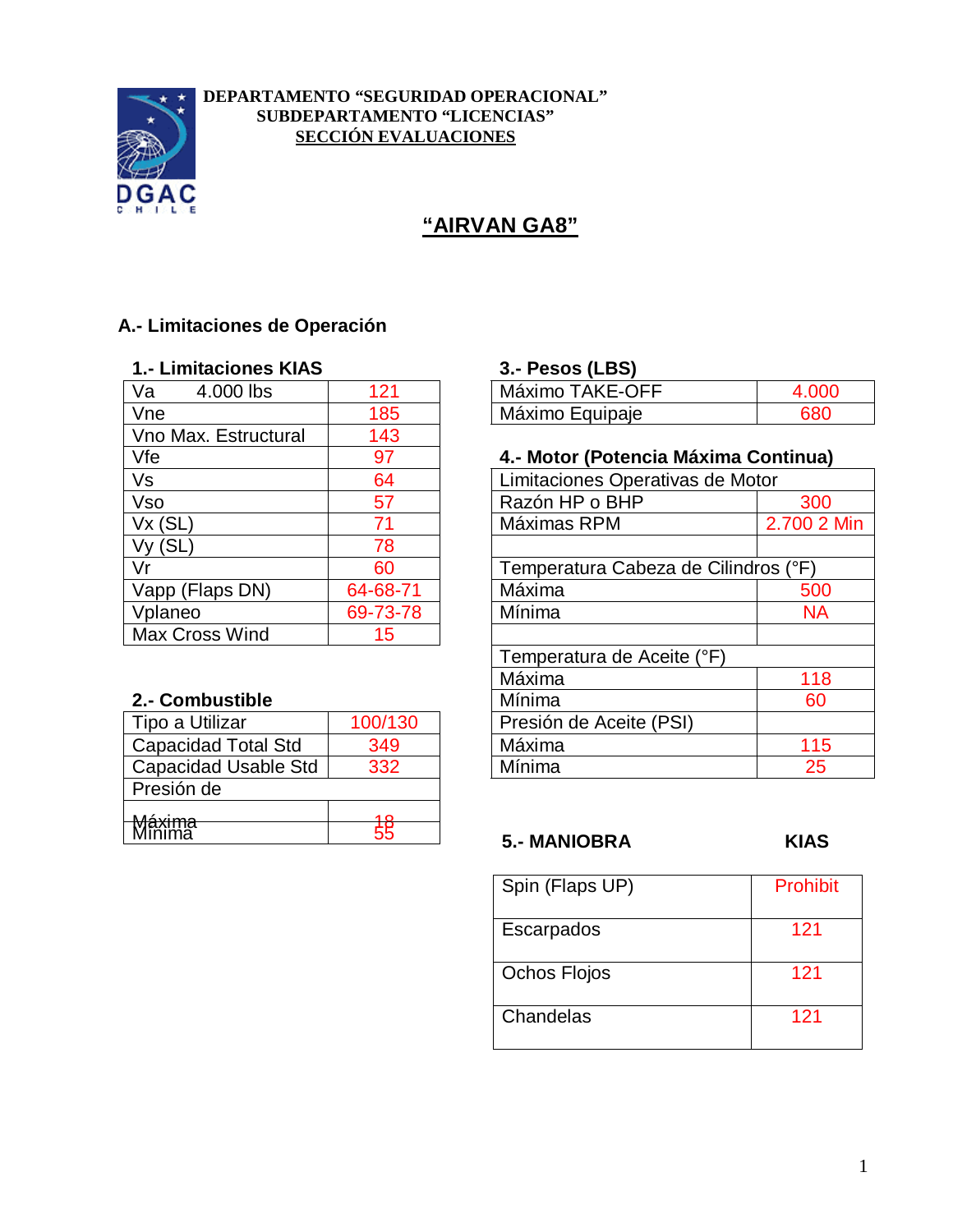**DEPARTAMENTO "SEGURIDAD OPERACIONAL"**
**SUBDEPARTAMENTO "LICENCIAS"**
**SECCIÓN EVALUACIONES**

# "AIRVAN GA8"

## A.- Limitaciones de Operación

### 1.- Limitaciones KIAS

| | |
|---|---|
| Va 4.000 lbs | 121 |
| Vne | 185 |
| Vno Max. Estructural | 143 |
| Vfe | 97 |
| Vs | 64 |
| Vso | 57 |
| Vx (SL) | 71 |
| Vy (SL) | 78 |
| Vr | 60 |
| Vapp (Flaps DN) | 64-68-71 |
| Vplaneo | 69-73-78 |
| Max Cross Wind | 15 |

### 2.- Combustible

| | |
|---|---|
| Tipo a Utilizar | 100/130 |
| Capacidad Total Std | 349 |
| Capacidad Usable Std | 332 |
| Presión de | |
| Máxima | 18 |
| Mínima | 55 |

### 3.- Pesos (LBS)

| | |
|---|---|
| Máximo TAKE-OFF | 4.000 |
| Máximo Equipaje | 680 |

### 4.- Motor (Potencia Máxima Continua)

| | |
|---|---|
| Limitaciones Operativas de Motor | |
| Razón HP o BHP | 300 |
| Máximas RPM | 2.700 2 Min |
| | |
| Temperatura Cabeza de Cilindros (°F) | |
| Máxima | 500 |
| Mínima | NA |
| | |
| Temperatura de Aceite (°F) | |
| Máxima | 118 |
| Mínima | 60 |
| Presión de Aceite (PSI) | |
| Máxima | 115 |
| Mínima | 25 |

### 5.- MANIOBRA

| | KIAS |
|---|---|
| Spin (Flaps UP) | Prohibit |
| Escarpados | 121 |
| Ochos Flojos | 121 |
| Chandelas | 121 |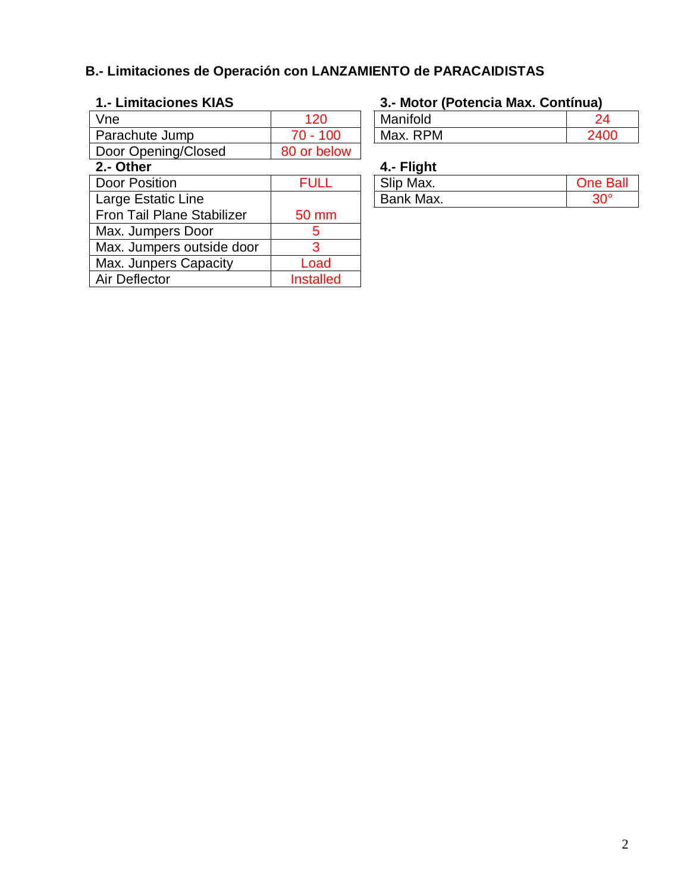## B.- Limitaciones de Operación con LANZAMIENTO de PARACAIDISTAS

### 1.- Limitaciones KIAS

| | |
|---|---|
| Vne | 120 |
| Parachute Jump | 70 - 100 |
| Door Opening/Closed | 80 or below |

### 2.- Other

| | |
|---|---|
| Door Position | FULL |
| Large Estatic Line Fron Tail Plane Stabilizer | 50 mm |
| Max. Jumpers Door | 5 |
| Max. Jumpers outside door | 3 |
| Max. Junpers Capacity | Load |
| Air Deflector | Installed |

### 3.- Motor (Potencia Max. Contínua)

| | |
|---|---|
| Manifold | 24 |
| Max. RPM | 2400 |

### 4.- Flight

| | |
|---|---|
| Slip Max. | One Ball |
| Bank Max. | 30° |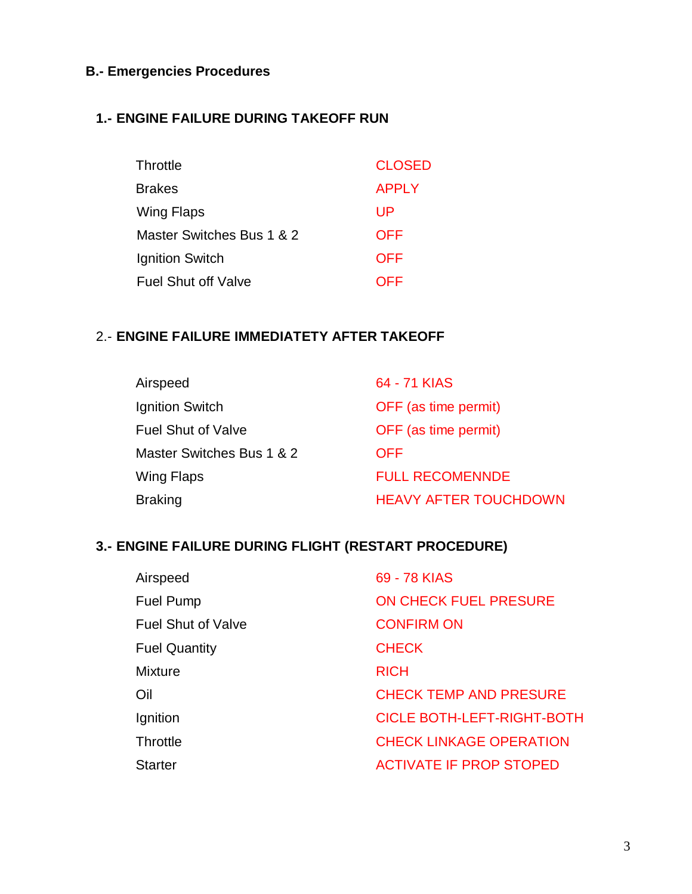## B.- Emergencies Procedures

### 1.- ENGINE FAILURE DURING TAKEOFF RUN

| | |
|---|---|
| Throttle | CLOSED |
| Brakes | APPLY |
| Wing Flaps | UP |
| Master Switches Bus 1 & 2 | OFF |
| Ignition Switch | OFF |
| Fuel Shut off Valve | OFF |

### 2.- ENGINE FAILURE IMMEDIATETY AFTER TAKEOFF

| | |
|---|---|
| Airspeed | 64 - 71 KIAS |
| Ignition Switch | OFF (as time permit) |
| Fuel Shut of Valve | OFF (as time permit) |
| Master Switches Bus 1 & 2 | OFF |
| Wing Flaps | FULL RECOMENNDE |
| Braking | HEAVY AFTER TOUCHDOWN |

### 3.- ENGINE FAILURE DURING FLIGHT (RESTART PROCEDURE)

| | |
|---|---|
| Airspeed | 69 - 78 KIAS |
| Fuel Pump | ON CHECK FUEL PRESURE |
| Fuel Shut of Valve | CONFIRM ON |
| Fuel Quantity | CHECK |
| Mixture | RICH |
| Oil | CHECK TEMP AND PRESURE |
| Ignition | CICLE BOTH-LEFT-RIGHT-BOTH |
| Throttle | CHECK LINKAGE OPERATION |
| Starter | ACTIVATE IF PROP STOPED |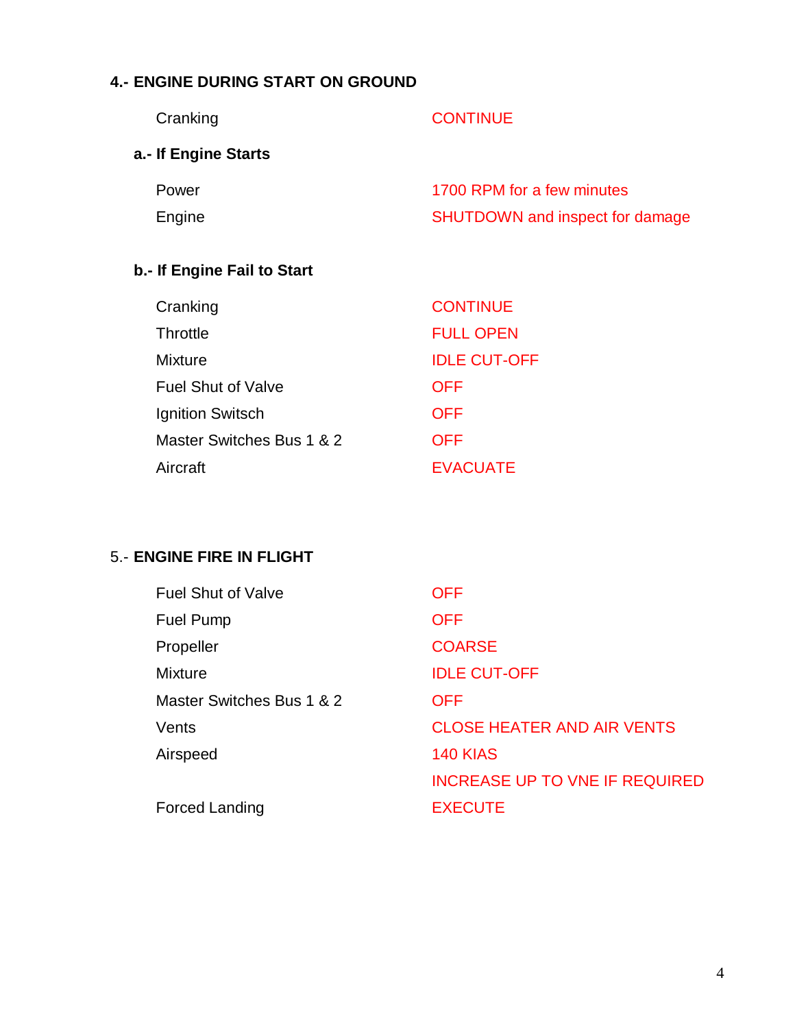## 4.- ENGINE DURING START ON GROUND

| | |
|---|---|
| Cranking | CONTINUE |

### a.- If Engine Starts

| | |
|---|---|
| Power | 1700 RPM for a few minutes |
| Engine | SHUTDOWN and inspect for damage |

### b.- If Engine Fail to Start

| | |
|---|---|
| Cranking | CONTINUE |
| Throttle | FULL OPEN |
| Mixture | IDLE CUT-OFF |
| Fuel Shut of Valve | OFF |
| Ignition Swictch | OFF |
| Master Switches Bus 1 & 2 | OFF |
| Aircraft | EVACUATE |

## 5.- ENGINE FIRE IN FLIGHT

| | |
|---|---|
| Fuel Shut of Valve | OFF |
| Fuel Pump | OFF |
| Propeller | COARSE |
| Mixture | IDLE CUT-OFF |
| Master Switches Bus 1 & 2 | OFF |
| Vents | CLOSE HEATER AND AIR VENTS |
| Airspeed | 140 KIAS |
| | INCREASE UP TO VNE IF REQUIRED |
| Forced Landing | EXECUTE |